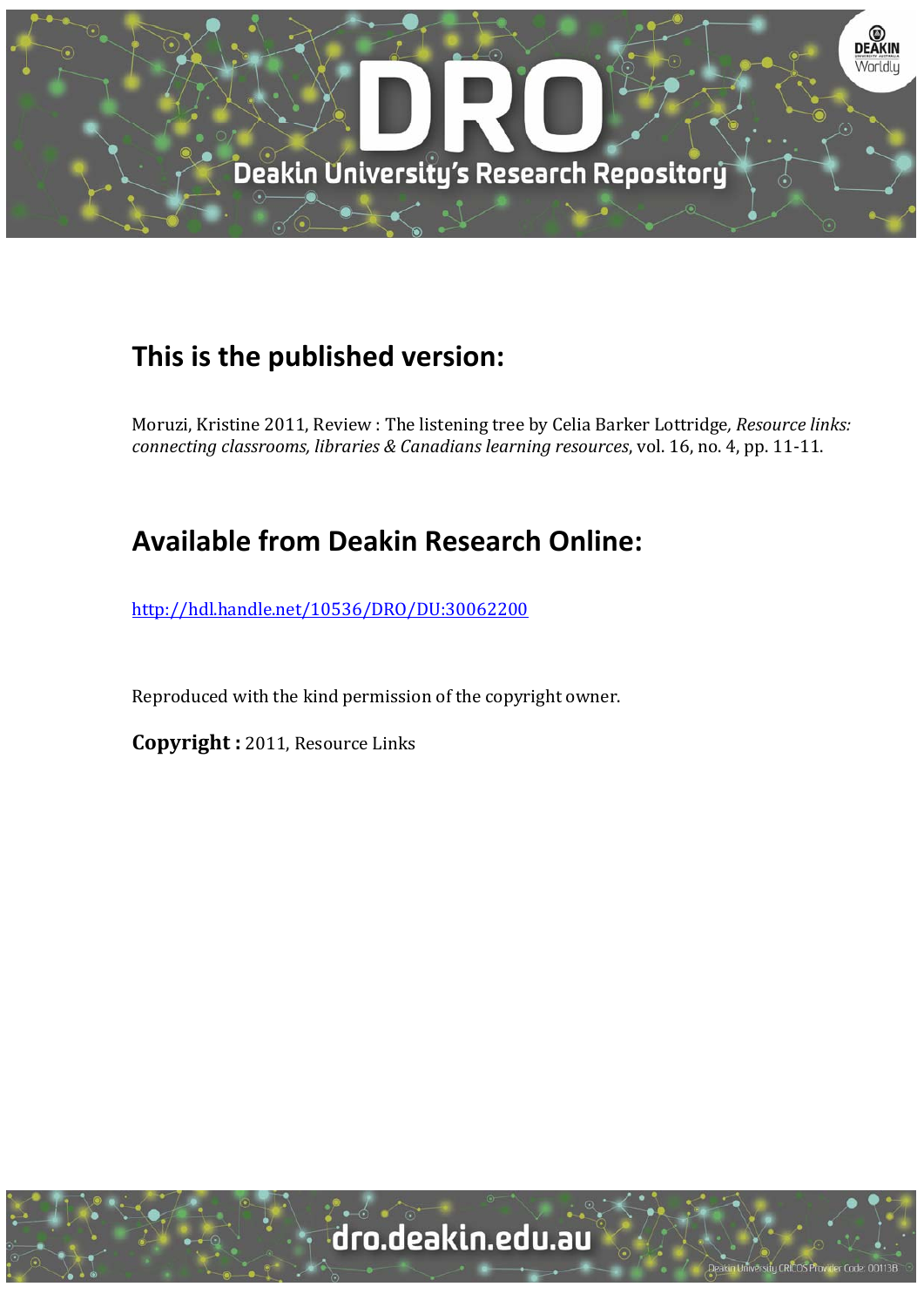## This is the published version:

Moruzi, Kristine 2011, Review : The listening tree by Celia Barker Lottridge, *Resource links: connecting classrooms, libraries & Canadians learning resources*, vol. 16, no. 4, pp. 11-11.

## Available from Deakin Research Online:

http://hdl.handle.net/10536/DRO/DU:30062200

Reproduced with the kind permission of the copyright owner.

**Copyright :** 2011, Resource Links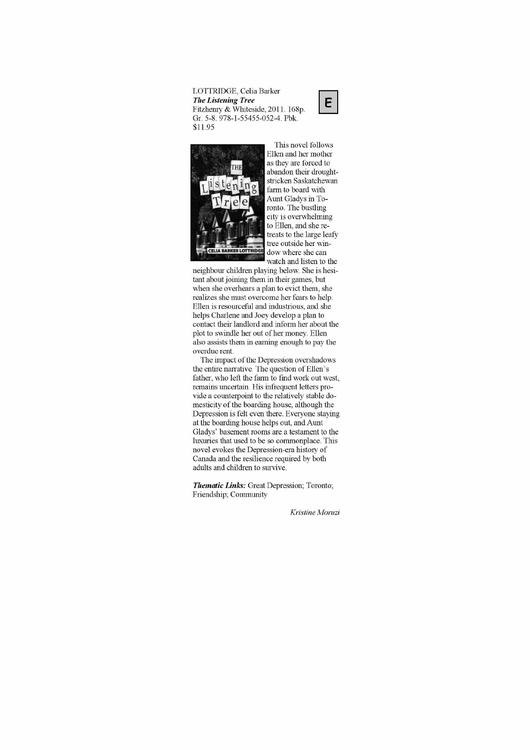LOTTRIDGE, Celia Barker
***The Listening Tree***
Fitzhenry & Whiteside, 2011. 168p.
Gr. 5-8. 978-1-55455-052-4. Pbk.
$11.95

E

This novel follows Ellen and her mother as they are forced to abandon their drought-stricken Saskatchewan farm to board with Aunt Gladys in Toronto. The bustling city is overwhelming to Ellen, and she retreats to the large leafy tree outside her window where she can watch and listen to the neighbour children playing below. She is hesitant about joining them in their games, but when she overhears a plan to evict them, she realizes she must overcome her fears to help. Ellen is resourceful and industrious, and she helps Charlene and Joey develop a plan to contact their landlord and inform her about the plot to swindle her out of her money. Ellen also assists them in earning enough to pay the overdue rent.

The impact of the Depression overshadows the entire narrative. The question of Ellen's father, who left the farm to find work out west, remains uncertain. His infrequent letters provide a counterpoint to the relatively stable domesticity of the boarding house, although the Depression is felt even there. Everyone staying at the boarding house helps out, and Aunt Gladys' basement rooms are a testament to the luxuries that used to be so commonplace. This novel evokes the Depression-era history of Canada and the resilience required by both adults and children to survive.

***Thematic Links:*** Great Depression; Toronto; Friendship; Community

*Kristine Moruzi*